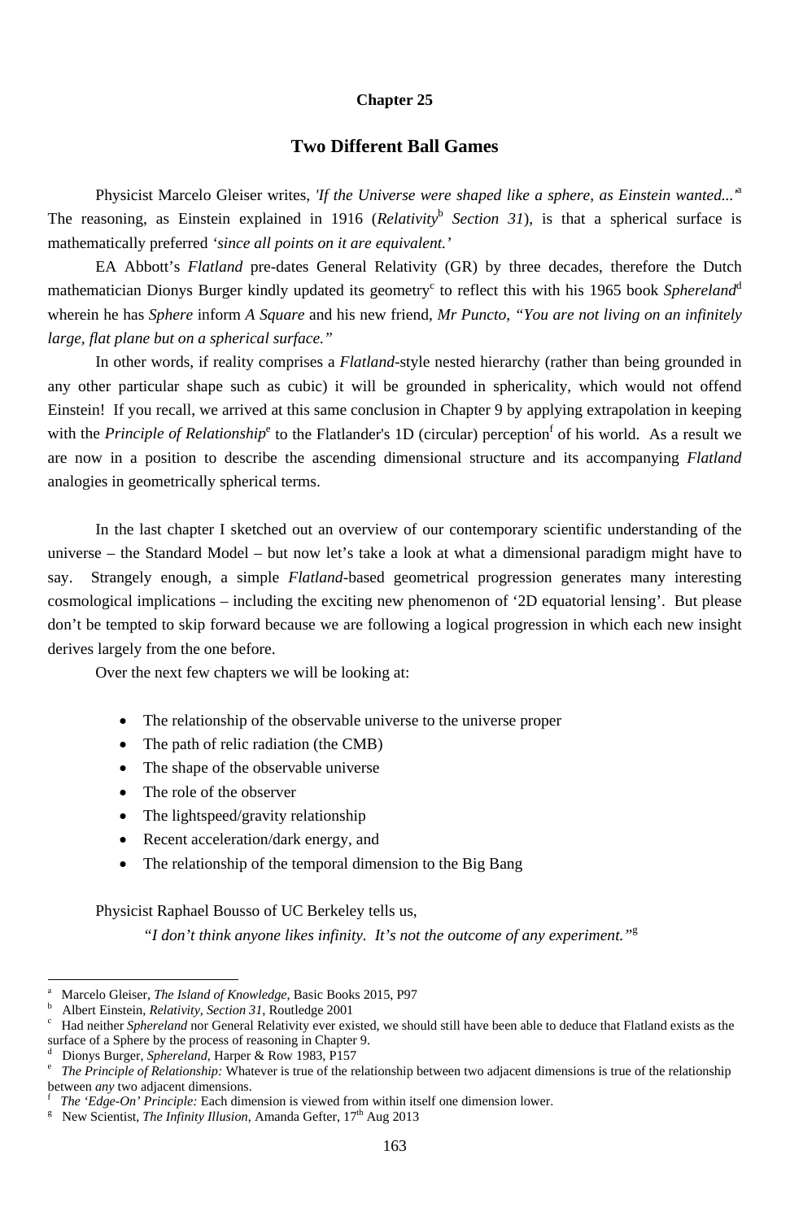# Chapter 25

## Two Different Ball Games

Physicist Marcelo Gleiser writes, *'If the Universe were shaped like a sphere, as Einstein wanted...'*[a] The reasoning, as Einstein explained in 1916 (*Relativity*[b] *Section 31*), is that a spherical surface is mathematically preferred *'since all points on it are equivalent.'*

EA Abbott's *Flatland* pre-dates General Relativity (GR) by three decades, therefore the Dutch mathematician Dionys Burger kindly updated its geometry[c] to reflect this with his 1965 book *Sphereland*[d] wherein he has *Sphere* inform *A Square* and his new friend, *Mr Puncto*, *"You are not living on an infinitely large, flat plane but on a spherical surface."*

In other words, if reality comprises a *Flatland*-style nested hierarchy (rather than being grounded in any other particular shape such as cubic) it will be grounded in sphericality, which would not offend Einstein! If you recall, we arrived at this same conclusion in Chapter 9 by applying extrapolation in keeping with the *Principle of Relationship*[e] to the Flatlander's 1D (circular) perception[f] of his world. As a result we are now in a position to describe the ascending dimensional structure and its accompanying *Flatland* analogies in geometrically spherical terms.

In the last chapter I sketched out an overview of our contemporary scientific understanding of the universe – the Standard Model – but now let's take a look at what a dimensional paradigm might have to say. Strangely enough, a simple *Flatland*-based geometrical progression generates many interesting cosmological implications – including the exciting new phenomenon of '2D equatorial lensing'. But please don't be tempted to skip forward because we are following a logical progression in which each new insight derives largely from the one before.

Over the next few chapters we will be looking at:

- The relationship of the observable universe to the universe proper
- The path of relic radiation (the CMB)
- The shape of the observable universe
- The role of the observer
- The lightspeed/gravity relationship
- Recent acceleration/dark energy, and
- The relationship of the temporal dimension to the Big Bang

Physicist Raphael Bousso of UC Berkeley tells us,

> *"I don't think anyone likes infinity. It's not the outcome of any experiment."*[g]

---

[a] Marcelo Gleiser, *The Island of Knowledge*, Basic Books 2015, P97

[b] Albert Einstein, *Relativity, Section 31*, Routledge 2001

[c] Had neither *Sphereland* nor General Relativity ever existed, we should still have been able to deduce that Flatland exists as the surface of a Sphere by the process of reasoning in Chapter 9.

[d] Dionys Burger, *Sphereland*, Harper & Row 1983, P157

[e] *The Principle of Relationship:* Whatever is true of the relationship between two adjacent dimensions is true of the relationship between *any* two adjacent dimensions.

[f] *The 'Edge-On' Principle:* Each dimension is viewed from within itself one dimension lower.

[g] New Scientist, *The Infinity Illusion*, Amanda Gefter, 17th Aug 2013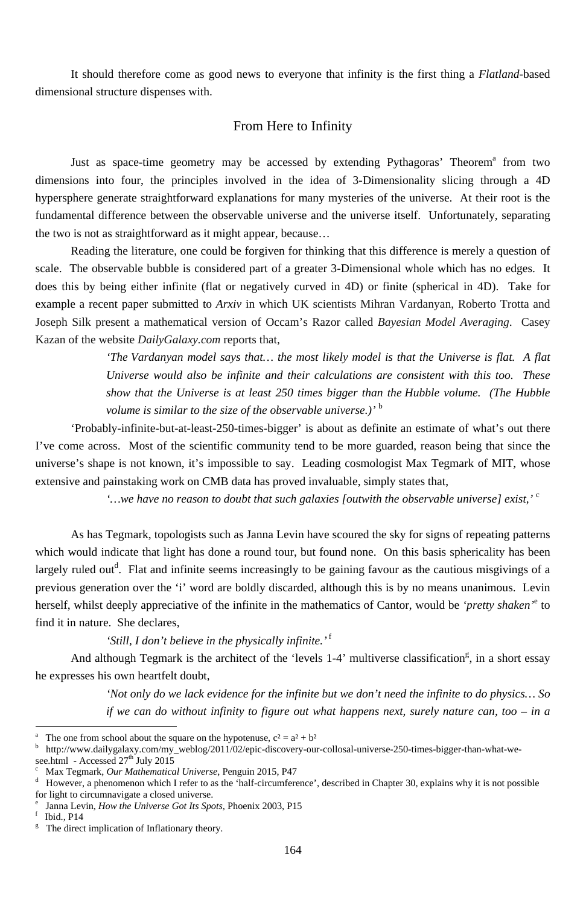It should therefore come as good news to everyone that infinity is the first thing a *Flatland*-based dimensional structure dispenses with.

## From Here to Infinity

Just as space-time geometry may be accessed by extending Pythagoras' Theorem[a] from two dimensions into four, the principles involved in the idea of 3-Dimensionality slicing through a 4D hypersphere generate straightforward explanations for many mysteries of the universe. At their root is the fundamental difference between the observable universe and the universe itself. Unfortunately, separating the two is not as straightforward as it might appear, because…

Reading the literature, one could be forgiven for thinking that this difference is merely a question of scale. The observable bubble is considered part of a greater 3-Dimensional whole which has no edges. It does this by being either infinite (flat or negatively curved in 4D) or finite (spherical in 4D). Take for example a recent paper submitted to *Arxiv* in which UK scientists Mihran Vardanyan, Roberto Trotta and Joseph Silk present a mathematical version of Occam's Razor called *Bayesian Model Averaging*. Casey Kazan of the website *DailyGalaxy.com* reports that,

> *'The Vardanyan model says that… the most likely model is that the Universe is flat. A flat Universe would also be infinite and their calculations are consistent with this too. These show that the Universe is at least 250 times bigger than the Hubble volume. (The Hubble volume is similar to the size of the observable universe.)'* [b]

'Probably-infinite-but-at-least-250-times-bigger' is about as definite an estimate of what's out there I've come across. Most of the scientific community tend to be more guarded, reason being that since the universe's shape is not known, it's impossible to say. Leading cosmologist Max Tegmark of MIT, whose extensive and painstaking work on CMB data has proved invaluable, simply states that,

> *'…we have no reason to doubt that such galaxies [outwith the observable universe] exist,'* [c]

As has Tegmark, topologists such as Janna Levin have scoured the sky for signs of repeating patterns which would indicate that light has done a round tour, but found none. On this basis sphericality has been largely ruled out[d]. Flat and infinite seems increasingly to be gaining favour as the cautious misgivings of a previous generation over the 'i' word are boldly discarded, although this is by no means unanimous. Levin herself, whilst deeply appreciative of the infinite in the mathematics of Cantor, would be *'pretty shaken'*[e] to find it in nature. She declares,

> *'Still, I don't believe in the physically infinite.'* [f]

And although Tegmark is the architect of the 'levels 1-4' multiverse classification[g], in a short essay he expresses his own heartfelt doubt,

> *'Not only do we lack evidence for the infinite but we don't need the infinite to do physics… So if we can do without infinity to figure out what happens next, surely nature can, too – in a*

---

[a] The one from school about the square on the hypotenuse, $c^2 = a^2 + b^2$

[b] http://www.dailygalaxy.com/my_weblog/2011/02/epic-discovery-our-collosal-universe-250-times-bigger-than-what-we-see.html - Accessed 27th July 2015

[c] Max Tegmark, *Our Mathematical Universe*, Penguin 2015, P47

[d] However, a phenomenon which I refer to as the 'half-circumference', described in Chapter 30, explains why it is not possible for light to circumnavigate a closed universe.

[e] Janna Levin, *How the Universe Got Its Spots*, Phoenix 2003, P15

[f] Ibid., P14

[g] The direct implication of Inflationary theory.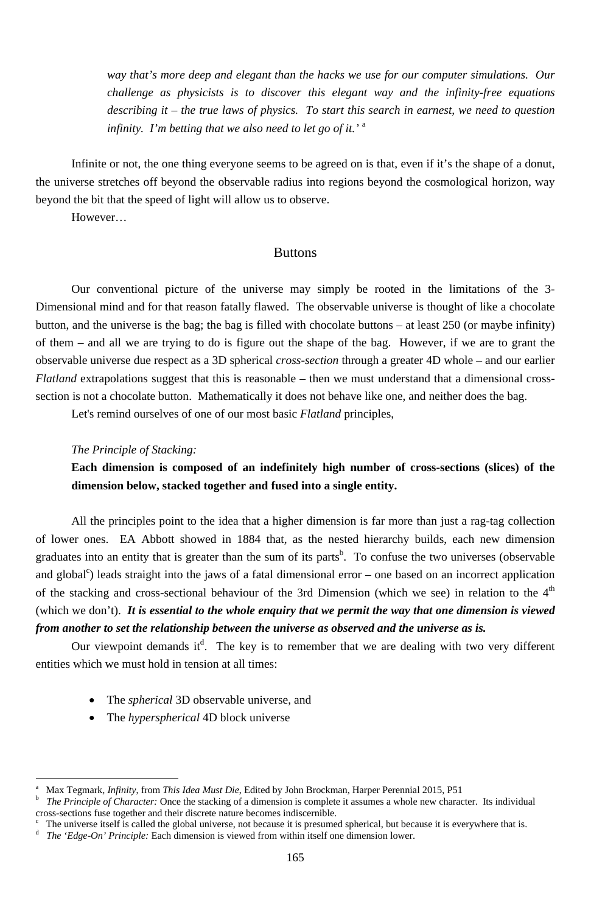*way that's more deep and elegant than the hacks we use for our computer simulations. Our challenge as physicists is to discover this elegant way and the infinity-free equations describing it – the true laws of physics. To start this search in earnest, we need to question infinity. I'm betting that we also need to let go of it.'* [a]

Infinite or not, the one thing everyone seems to be agreed on is that, even if it's the shape of a donut, the universe stretches off beyond the observable radius into regions beyond the cosmological horizon, way beyond the bit that the speed of light will allow us to observe.

However…

## Buttons

Our conventional picture of the universe may simply be rooted in the limitations of the 3-Dimensional mind and for that reason fatally flawed. The observable universe is thought of like a chocolate button, and the universe is the bag; the bag is filled with chocolate buttons – at least 250 (or maybe infinity) of them – and all we are trying to do is figure out the shape of the bag. However, if we are to grant the observable universe due respect as a 3D spherical *cross-section* through a greater 4D whole – and our earlier *Flatland* extrapolations suggest that this is reasonable – then we must understand that a dimensional cross-section is not a chocolate button. Mathematically it does not behave like one, and neither does the bag.

Let's remind ourselves of one of our most basic *Flatland* principles,

*The Principle of Stacking:*

**Each dimension is composed of an indefinitely high number of cross-sections (slices) of the dimension below, stacked together and fused into a single entity.**

All the principles point to the idea that a higher dimension is far more than just a rag-tag collection of lower ones. EA Abbott showed in 1884 that, as the nested hierarchy builds, each new dimension graduates into an entity that is greater than the sum of its parts[b]. To confuse the two universes (observable and global[c]) leads straight into the jaws of a fatal dimensional error – one based on an incorrect application of the stacking and cross-sectional behaviour of the 3rd Dimension (which we see) in relation to the 4th (which we don't). ***It is essential to the whole enquiry that we permit the way that one dimension is viewed from another to set the relationship between the universe as observed and the universe as is.***

Our viewpoint demands it[d]. The key is to remember that we are dealing with two very different entities which we must hold in tension at all times:

- The *spherical* 3D observable universe, and
- The *hyperspherical* 4D block universe

---

[a] Max Tegmark, *Infinity*, from *This Idea Must Die*, Edited by John Brockman, Harper Perennial 2015, P51

[b] *The Principle of Character:* Once the stacking of a dimension is complete it assumes a whole new character. Its individual cross-sections fuse together and their discrete nature becomes indiscernible.

[c] The universe itself is called the global universe, not because it is presumed spherical, but because it is everywhere that is.

[d] *The 'Edge-On' Principle:* Each dimension is viewed from within itself one dimension lower.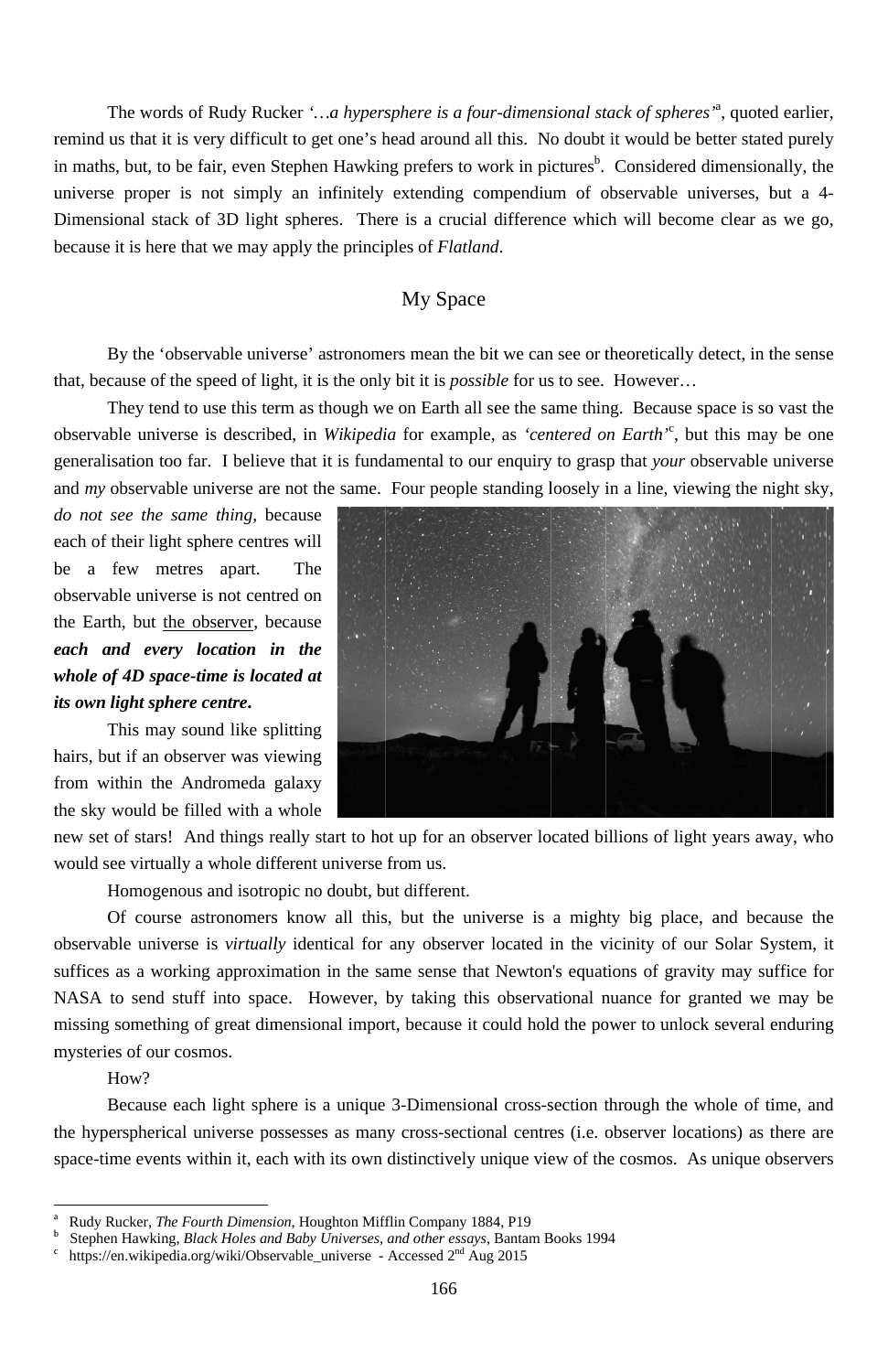The words of Rudy Rucker *'…a hypersphere is a four-dimensional stack of spheres'*[a], quoted earlier, remind us that it is very difficult to get one's head around all this. No doubt it would be better stated purely in maths, but, to be fair, even Stephen Hawking prefers to work in pictures[b]. Considered dimensionally, the universe proper is not simply an infinitely extending compendium of observable universes, but a 4-Dimensional stack of 3D light spheres. There is a crucial difference which will become clear as we go, because it is here that we may apply the principles of *Flatland*.

## My Space

By the 'observable universe' astronomers mean the bit we can see or theoretically detect, in the sense that, because of the speed of light, it is the only bit it is *possible* for us to see. However…

They tend to use this term as though we on Earth all see the same thing. Because space is so vast the observable universe is described, in *Wikipedia* for example, as *'centered on Earth'*[c], but this may be one generalisation too far. I believe that it is fundamental to our enquiry to grasp that *your* observable universe and *my* observable universe are not the same. Four people standing loosely in a line, viewing the night sky, *do not see the same thing,* because each of their light sphere centres will be a few metres apart. The observable universe is not centred on the Earth, but <u>the observer</u>, because ***each and every location in the whole of 4D space-time is located at its own light sphere centre***.

This may sound like splitting hairs, but if an observer was viewing from within the Andromeda galaxy the sky would be filled with a whole new set of stars! And things really start to hot up for an observer located billions of light years away, who would see virtually a whole different universe from us.

Homogenous and isotropic no doubt, but different.

Of course astronomers know all this, but the universe is a mighty big place, and because the observable universe is *virtually* identical for any observer located in the vicinity of our Solar System, it suffices as a working approximation in the same sense that Newton's equations of gravity may suffice for NASA to send stuff into space. However, by taking this observational nuance for granted we may be missing something of great dimensional import, because it could hold the power to unlock several enduring mysteries of our cosmos.

How?

Because each light sphere is a unique 3-Dimensional cross-section through the whole of time, and the hyperspherical universe possesses as many cross-sectional centres (i.e. observer locations) as there are space-time events within it, each with its own distinctively unique view of the cosmos. As unique observers

---

[a] Rudy Rucker, *The Fourth Dimension*, Houghton Mifflin Company 1884, P19

[b] Stephen Hawking, *Black Holes and Baby Universes, and other essays*, Bantam Books 1994

[c] https://en.wikipedia.org/wiki/Observable_universe - Accessed 2nd Aug 2015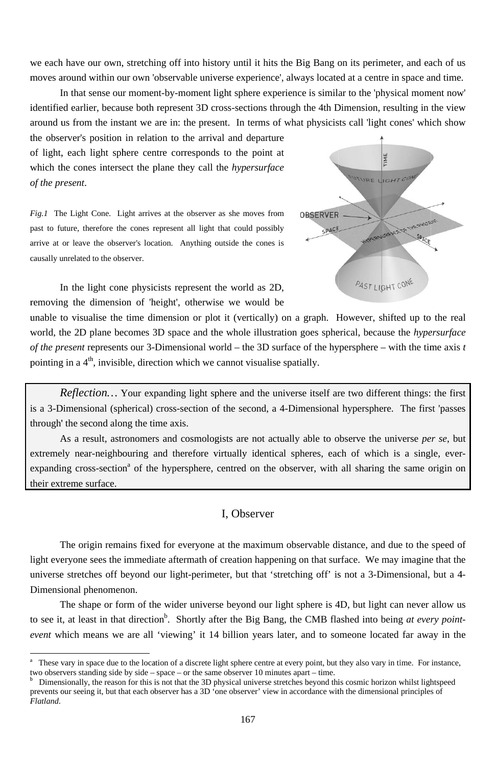we each have our own, stretching off into history until it hits the Big Bang on its perimeter, and each of us moves around within our own 'observable universe experience', always located at a centre in space and time.

In that sense our moment-by-moment light sphere experience is similar to the 'physical moment now' identified earlier, because both represent 3D cross-sections through the 4th Dimension, resulting in the view around us from the instant we are in: the present. In terms of what physicists call 'light cones' which show the observer's position in relation to the arrival and departure of light, each light sphere centre corresponds to the point at which the cones intersect the plane they call the *hypersurface of the present*.

*Fig.1* The Light Cone. Light arrives at the observer as she moves from past to future, therefore the cones represent all light that could possibly arrive at or leave the observer's location. Anything outside the cones is causally unrelated to the observer.

In the light cone physicists represent the world as 2D, removing the dimension of 'height', otherwise we would be unable to visualise the time dimension or plot it (vertically) on a graph. However, shifted up to the real world, the 2D plane becomes 3D space and the whole illustration goes spherical, because the *hypersurface of the present* represents our 3-Dimensional world – the 3D surface of the hypersphere – with the time axis *t* pointing in a 4th, invisible, direction which we cannot visualise spatially.

> *Reflection…* Your expanding light sphere and the universe itself are two different things: the first is a 3-Dimensional (spherical) cross-section of the second, a 4-Dimensional hypersphere. The first 'passes through' the second along the time axis.
>
> As a result, astronomers and cosmologists are not actually able to observe the universe *per se*, but extremely near-neighbouring and therefore virtually identical spheres, each of which is a single, ever-expanding cross-section[a] of the hypersphere, centred on the observer, with all sharing the same origin on their extreme surface.

## I, Observer

The origin remains fixed for everyone at the maximum observable distance, and due to the speed of light everyone sees the immediate aftermath of creation happening on that surface. We may imagine that the universe stretches off beyond our light-perimeter, but that 'stretching off' is not a 3-Dimensional, but a 4-Dimensional phenomenon.

The shape or form of the wider universe beyond our light sphere is 4D, but light can never allow us to see it, at least in that direction[b]. Shortly after the Big Bang, the CMB flashed into being *at every point-event* which means we are all 'viewing' it 14 billion years later, and to someone located far away in the

[a] These vary in space due to the location of a discrete light sphere centre at every point, but they also vary in time. For instance, two observers standing side by side – space – or the same observer 10 minutes apart – time.

[b] Dimensionally, the reason for this is not that the 3D physical universe stretches beyond this cosmic horizon whilst lightspeed prevents our seeing it, but that each observer has a 3D 'one observer' view in accordance with the dimensional principles of *Flatland*.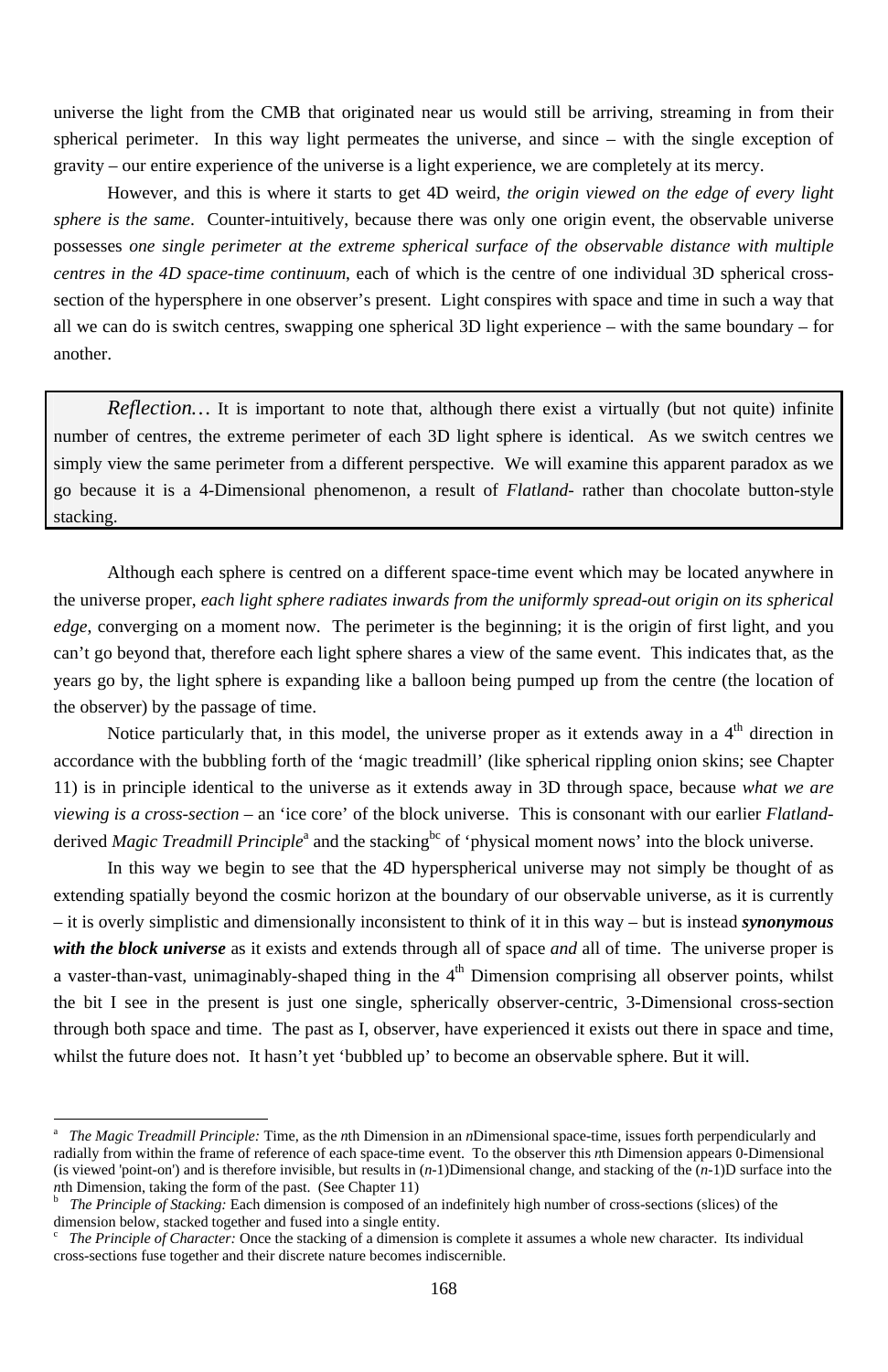universe the light from the CMB that originated near us would still be arriving, streaming in from their spherical perimeter. In this way light permeates the universe, and since – with the single exception of gravity – our entire experience of the universe is a light experience, we are completely at its mercy.

However, and this is where it starts to get 4D weird, *the origin viewed on the edge of every light sphere is the same*. Counter-intuitively, because there was only one origin event, the observable universe possesses *one single perimeter at the extreme spherical surface of the observable distance with multiple centres in the 4D space-time continuum*, each of which is the centre of one individual 3D spherical cross-section of the hypersphere in one observer's present. Light conspires with space and time in such a way that all we can do is switch centres, swapping one spherical 3D light experience – with the same boundary – for another.

> *Reflection…* It is important to note that, although there exist a virtually (but not quite) infinite number of centres, the extreme perimeter of each 3D light sphere is identical. As we switch centres we simply view the same perimeter from a different perspective. We will examine this apparent paradox as we go because it is a 4-Dimensional phenomenon, a result of *Flatland*- rather than chocolate button-style stacking.

Although each sphere is centred on a different space-time event which may be located anywhere in the universe proper, *each light sphere radiates inwards from the uniformly spread-out origin on its spherical edge*, converging on a moment now. The perimeter is the beginning; it is the origin of first light, and you can't go beyond that, therefore each light sphere shares a view of the same event. This indicates that, as the years go by, the light sphere is expanding like a balloon being pumped up from the centre (the location of the observer) by the passage of time.

Notice particularly that, in this model, the universe proper as it extends away in a 4th direction in accordance with the bubbling forth of the 'magic treadmill' (like spherical rippling onion skins; see Chapter 11) is in principle identical to the universe as it extends away in 3D through space, because *what we are viewing is a cross-section* – an 'ice core' of the block universe. This is consonant with our earlier *Flatland*-derived *Magic Treadmill Principle*[a] and the stacking[bc] of 'physical moment nows' into the block universe.

In this way we begin to see that the 4D hyperspherical universe may not simply be thought of as extending spatially beyond the cosmic horizon at the boundary of our observable universe, as it is currently – it is overly simplistic and dimensionally inconsistent to think of it in this way – but is instead ***synonymous with the block universe*** as it exists and extends through all of space *and* all of time. The universe proper is a vaster-than-vast, unimaginably-shaped thing in the 4th Dimension comprising all observer points, whilst the bit I see in the present is just one single, spherically observer-centric, 3-Dimensional cross-section through both space and time. The past as I, observer, have experienced it exists out there in space and time, whilst the future does not. It hasn't yet 'bubbled up' to become an observable sphere. But it will.

---

[a] *The Magic Treadmill Principle:* Time, as the *n*th Dimension in an *n*Dimensional space-time, issues forth perpendicularly and radially from within the frame of reference of each space-time event. To the observer this *n*th Dimension appears 0-Dimensional (is viewed 'point-on') and is therefore invisible, but results in (*n*-1)Dimensional change, and stacking of the (*n*-1)D surface into the *n*th Dimension, taking the form of the past. (See Chapter 11)

[b] *The Principle of Stacking:* Each dimension is composed of an indefinitely high number of cross-sections (slices) of the dimension below, stacked together and fused into a single entity.

[c] *The Principle of Character:* Once the stacking of a dimension is complete it assumes a whole new character. Its individual cross-sections fuse together and their discrete nature becomes indiscernible.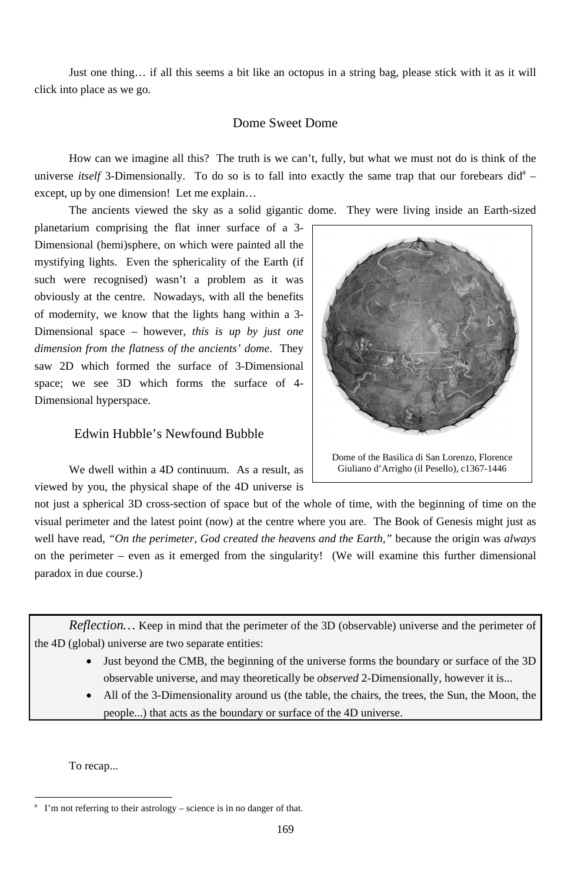Just one thing… if all this seems a bit like an octopus in a string bag, please stick with it as it will click into place as we go.

## Dome Sweet Dome

How can we imagine all this? The truth is we can't, fully, but what we must not do is think of the universe *itself* 3-Dimensionally. To do so is to fall into exactly the same trap that our forebears did[a] – except, up by one dimension! Let me explain…

The ancients viewed the sky as a solid gigantic dome. They were living inside an Earth-sized planetarium comprising the flat inner surface of a 3-Dimensional (hemi)sphere, on which were painted all the mystifying lights. Even the sphericality of the Earth (if such were recognised) wasn't a problem as it was obviously at the centre. Nowadays, with all the benefits of modernity, we know that the lights hang within a 3-Dimensional space – however, *this is up by just one dimension from the flatness of the ancients' dome*. They saw 2D which formed the surface of 3-Dimensional space; we see 3D which forms the surface of 4-Dimensional hyperspace.

Dome of the Basilica di San Lorenzo, Florence
Giuliano d'Arrigho (il Pesello), c1367-1446

## Edwin Hubble's Newfound Bubble

We dwell within a 4D continuum. As a result, as viewed by you, the physical shape of the 4D universe is not just a spherical 3D cross-section of space but of the whole of time, with the beginning of time on the visual perimeter and the latest point (now) at the centre where you are. The Book of Genesis might just as well have read, *"On the perimeter, God created the heavens and the Earth,"* because the origin was *always* on the perimeter – even as it emerged from the singularity! (We will examine this further dimensional paradox in due course.)

> *Reflection…* Keep in mind that the perimeter of the 3D (observable) universe and the perimeter of the 4D (global) universe are two separate entities:
>
> - Just beyond the CMB, the beginning of the universe forms the boundary or surface of the 3D observable universe, and may theoretically be *observed* 2-Dimensionally, however it is...
> - All of the 3-Dimensionality around us (the table, the chairs, the trees, the Sun, the Moon, the people...) that acts as the boundary or surface of the 4D universe.

To recap...

---

[a] I'm not referring to their astrology – science is in no danger of that.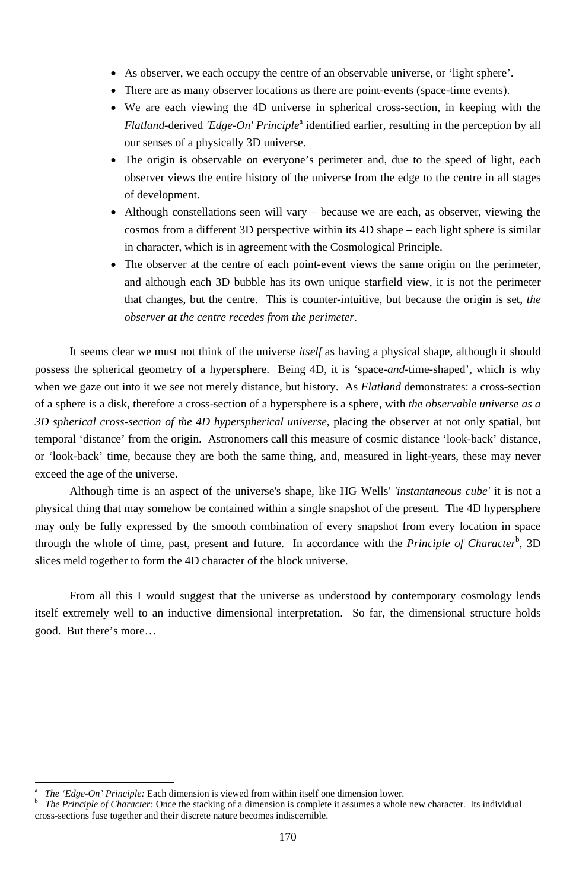- As observer, we each occupy the centre of an observable universe, or 'light sphere'.
- There are as many observer locations as there are point-events (space-time events).
- We are each viewing the 4D universe in spherical cross-section, in keeping with the *Flatland*-derived *'Edge-On' Principle*[a] identified earlier, resulting in the perception by all our senses of a physically 3D universe.
- The origin is observable on everyone's perimeter and, due to the speed of light, each observer views the entire history of the universe from the edge to the centre in all stages of development.
- Although constellations seen will vary – because we are each, as observer, viewing the cosmos from a different 3D perspective within its 4D shape – each light sphere is similar in character, which is in agreement with the Cosmological Principle.
- The observer at the centre of each point-event views the same origin on the perimeter, and although each 3D bubble has its own unique starfield view, it is not the perimeter that changes, but the centre. This is counter-intuitive, but because the origin is set, *the observer at the centre recedes from the perimeter*.

It seems clear we must not think of the universe *itself* as having a physical shape, although it should possess the spherical geometry of a hypersphere. Being 4D, it is 'space-*and*-time-shaped', which is why when we gaze out into it we see not merely distance, but history. As *Flatland* demonstrates: a cross-section of a sphere is a disk, therefore a cross-section of a hypersphere is a sphere, with *the observable universe as a 3D spherical cross-section of the 4D hyperspherical universe*, placing the observer at not only spatial, but temporal 'distance' from the origin. Astronomers call this measure of cosmic distance 'look-back' distance, or 'look-back' time, because they are both the same thing, and, measured in light-years, these may never exceed the age of the universe.

Although time is an aspect of the universe's shape, like HG Wells' *'instantaneous cube'* it is not a physical thing that may somehow be contained within a single snapshot of the present. The 4D hypersphere may only be fully expressed by the smooth combination of every snapshot from every location in space through the whole of time, past, present and future. In accordance with the *Principle of Character*[b], 3D slices meld together to form the 4D character of the block universe.

From all this I would suggest that the universe as understood by contemporary cosmology lends itself extremely well to an inductive dimensional interpretation. So far, the dimensional structure holds good. But there's more…

---

[a] *The 'Edge-On' Principle:* Each dimension is viewed from within itself one dimension lower.

[b] *The Principle of Character:* Once the stacking of a dimension is complete it assumes a whole new character. Its individual cross-sections fuse together and their discrete nature becomes indiscernible.